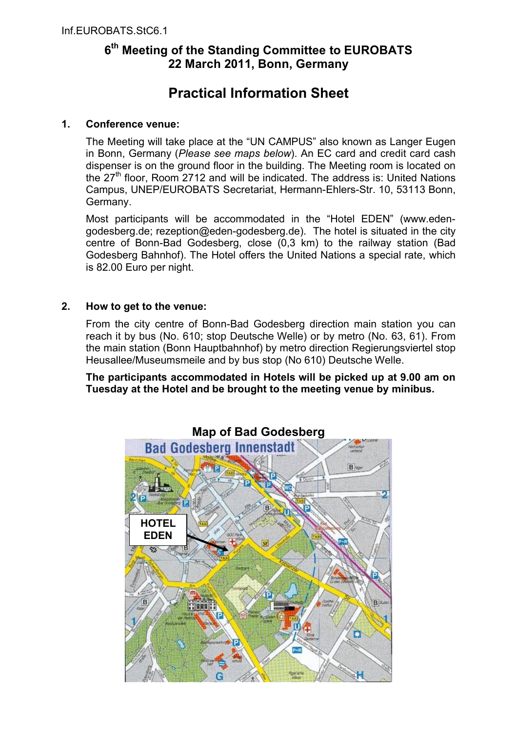Inf.EUROBATS.StC6.1

# 6th Meeting of the Standing Committee to EUROBATS
## 22 March 2011, Bonn, Germany

# Practical Information Sheet

### 1. Conference venue:

The Meeting will take place at the "UN CAMPUS" also known as Langer Eugen in Bonn, Germany (*Please see maps below*). An EC card and credit card cash dispenser is on the ground floor in the building. The Meeting room is located on the 27th floor, Room 2712 and will be indicated. The address is: United Nations Campus, UNEP/EUROBATS Secretariat, Hermann-Ehlers-Str. 10, 53113 Bonn, Germany.

Most participants will be accommodated in the "Hotel EDEN" (www.eden-godesberg.de; rezeption@eden-godesberg.de). The hotel is situated in the city centre of Bonn-Bad Godesberg, close (0,3 km) to the railway station (Bad Godesberg Bahnhof). The Hotel offers the United Nations a special rate, which is 82.00 Euro per night.

### 2. How to get to the venue:

From the city centre of Bonn-Bad Godesberg direction main station you can reach it by bus (No. 610; stop Deutsche Welle) or by metro (No. 63, 61). From the main station (Bonn Hauptbahnhof) by metro direction Regierungsviertel stop Heusallee/Museumsmeile and by bus stop (No 610) Deutsche Welle.

**The participants accommodated in Hotels will be picked up at 9.00 am on Tuesday at the Hotel and be brought to the meeting venue by minibus.**

**Map of Bad Godesberg**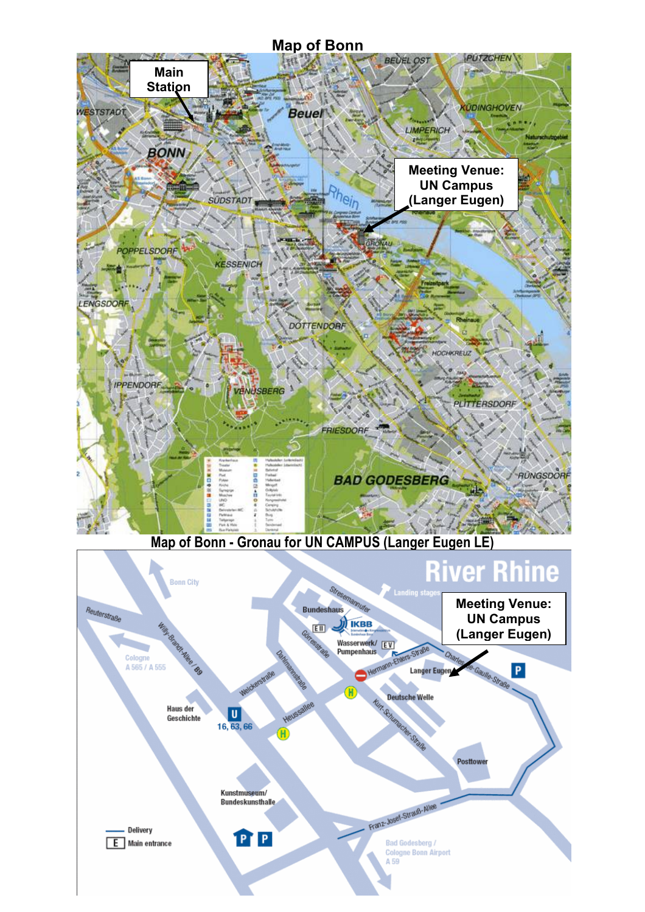## Map of Bonn

Main Station

Meeting Venue: UN Campus (Langer Eugen)

## Map of Bonn - Gronau for UN CAMPUS (Langer Eugen LE)

Meeting Venue: UN Campus (Langer Eugen)

River Rhine

Bonn City

Reuterstraße

Willy-Brandt-Allee / B9

Cologne A 565 / A 555

Haus der Geschichte

16, 63, 66

Weickerstraße

Dahlmannstraße

Heussallee

Görresstraße

Bundeshaus

Stresemannufer

Landing stages

IKBB

Wasserwerk/ Pumpenhaus

Hermann-Ehlers-Straße

Langer Eugen

Charles-de-Gaulle-Straße

Deutsche Welle

Kurt-Schumacher-Straße

Posttower

Kunstmuseum/ Bundeskunsthalle

Franz-Josef-Strauß-Allee

Bad Godesberg / Cologne Bonn Airport A 59

Delivery

E Main entrance